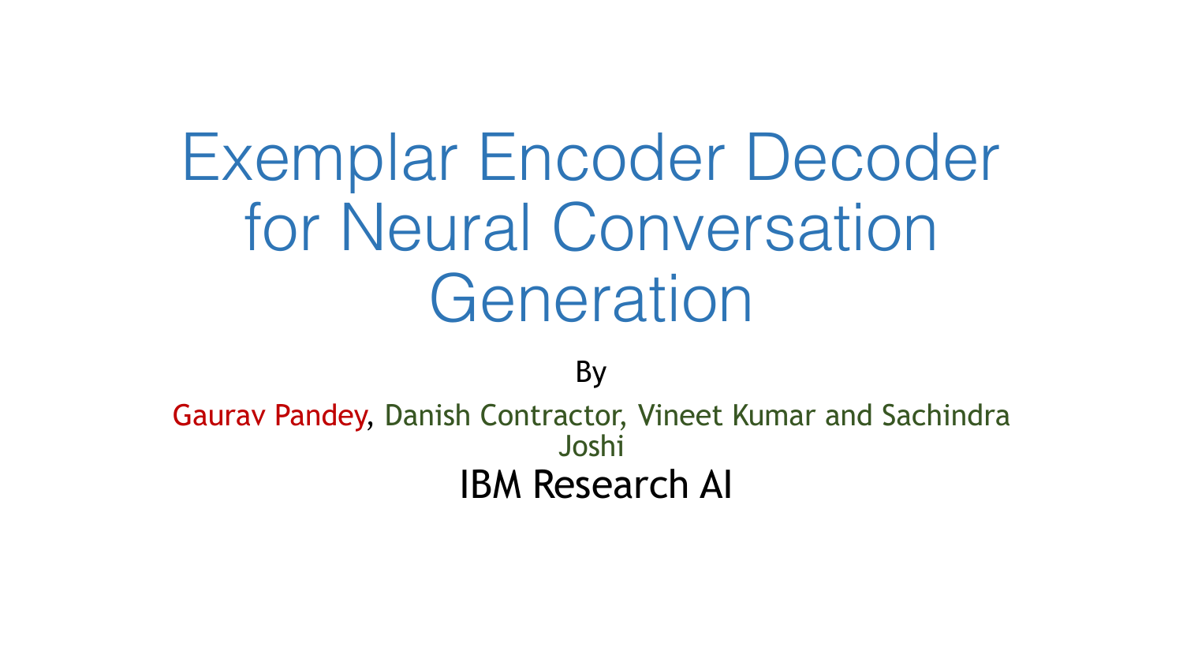# Exemplar Encoder Decoder for Neural Conversation Generation

By

Gaurav Pandey, Danish Contractor, Vineet Kumar and Sachindra Joshi

IBM Research AI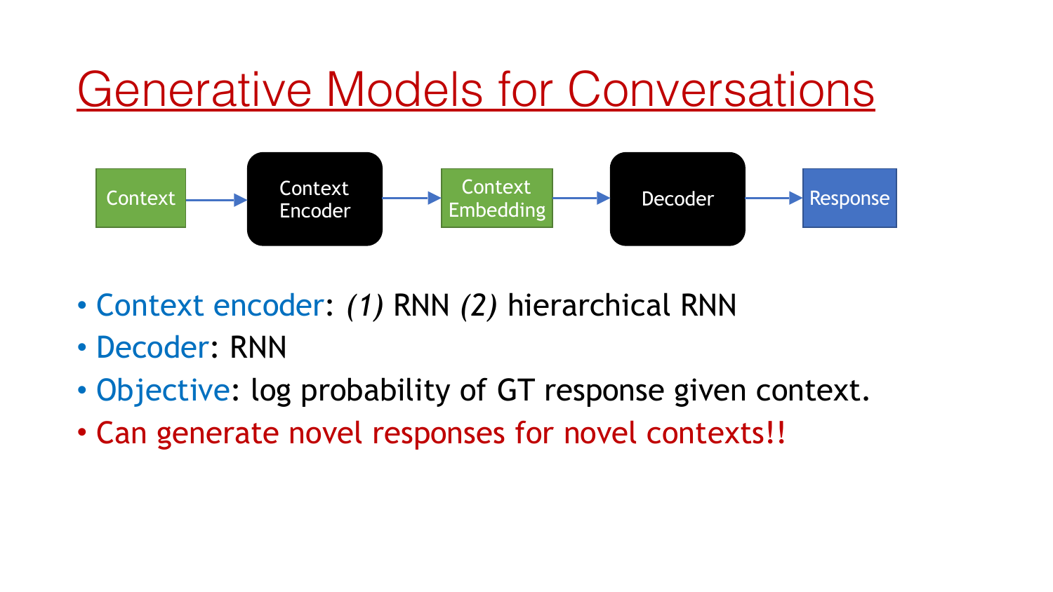# Generative Models for Conversations

Context → Context Encoder → Context Embedding → Decoder → Response

- Context encoder: *(1)* RNN *(2)* hierarchical RNN
- Decoder: RNN
- Objective: log probability of GT response given context.
- Can generate novel responses for novel contexts!!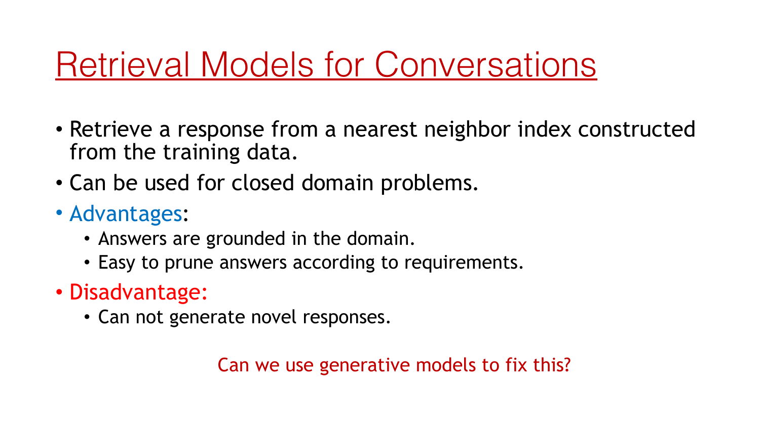# Retrieval Models for Conversations

- Retrieve a response from a nearest neighbor index constructed from the training data.
- Can be used for closed domain problems.
- Advantages:
  - Answers are grounded in the domain.
  - Easy to prune answers according to requirements.
- Disadvantage:
  - Can not generate novel responses.

Can we use generative models to fix this?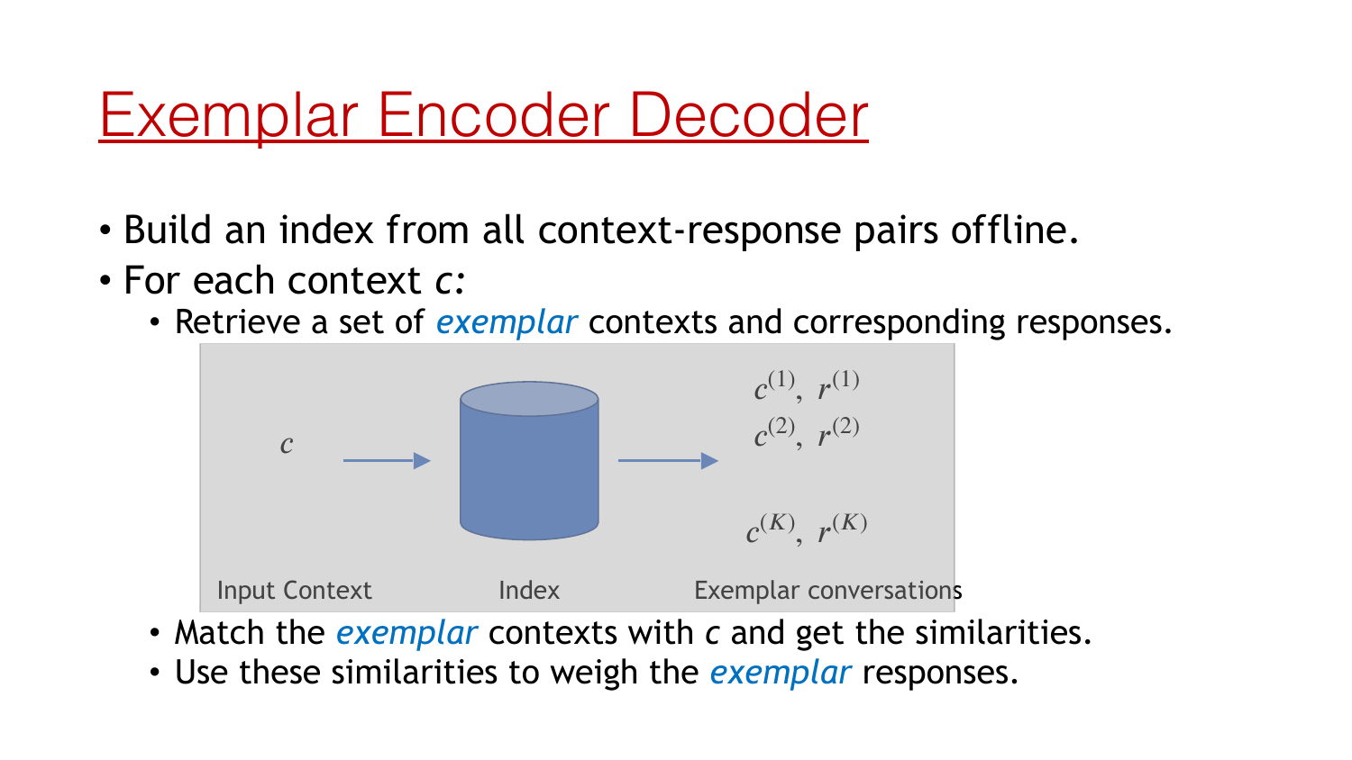# Exemplar Encoder Decoder

- Build an index from all context-response pairs offline.
- For each context *c*:
  - Retrieve a set of *exemplar* contexts and corresponding responses.

$c$ → Index → $c^{(1)}, r^{(1)}$; $c^{(2)}, r^{(2)}$; $c^{(K)}, r^{(K)}$

Input Context | Index | Exemplar conversations

  - Match the *exemplar* contexts with *c* and get the similarities.
  - Use these similarities to weigh the *exemplar* responses.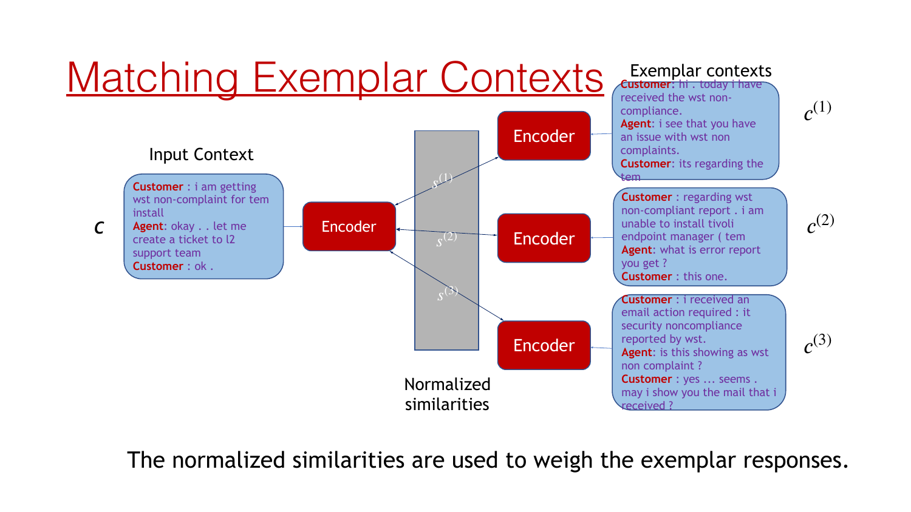# Matching Exemplar Contexts

**Input Context**

$c$

**Customer** : i am getting wst non-complaint for tem install
**Agent**: okay . . let me create a ticket to l2 support team
**Customer** : ok .

Encoder

$s^{(1)}$ $s^{(2)}$ $s^{(3)}$

Normalized similarities

Encoder

Encoder

Encoder

**Exemplar contexts**

$c^{(1)}$

**Customer**: hi . today i have received the wst non-compliance.
**Agent**: i see that you have an issue with wst non complaints.
**Customer**: its regarding the tem

$c^{(2)}$

**Customer** : regarding wst non-compliant report . i am unable to install tivoli endpoint manager ( tem
**Agent**: what is error report you get ?
**Customer** : this one.

$c^{(3)}$

**Customer** : i received an email action required : it security noncompliance reported by wst.
**Agent**: is this showing as wst non complaint ?
**Customer** : yes … seems . may i show you the mail that i received ?

The normalized similarities are used to weigh the exemplar responses.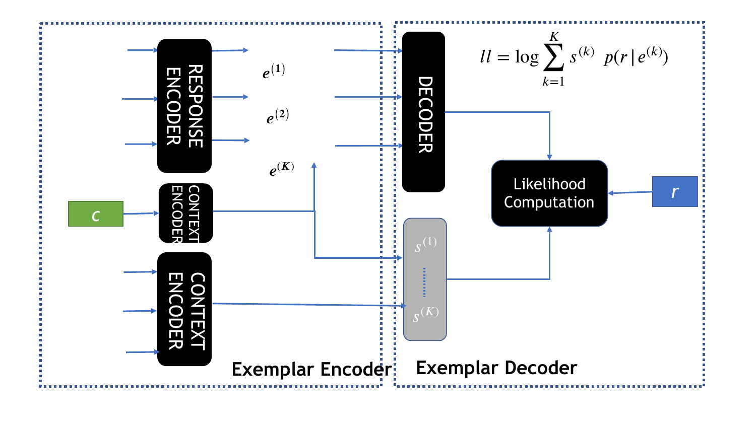RESPONSE ENCODER

$e^{(1)}$

$e^{(2)}$

$e^{(K)}$

$c$

CONTEXT ENCODER

CONTEXT ENCODER

**Exemplar Encoder**

DECODER

$$ll = \log \sum_{k=1}^{K} s^{(k)} \; p(r \,|\, e^{(k)})$$

$s^{(1)}$

$s^{(K)}$

Likelihood Computation

$r$

**Exemplar Decoder**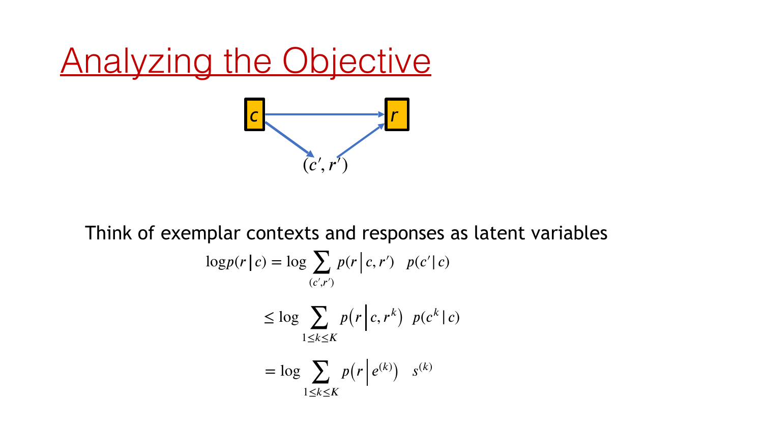# Analyzing the Objective

Think of exemplar contexts and responses as latent variables

$$\log p(r \mid c) = \log \sum_{(c',r')} p(r \mid c, r') \quad p(c' \mid c)$$

$$\leq \log \sum_{1 \leq k \leq K} p\left(r \,\middle|\, c, r^k\right) \quad p(c^k \mid c)$$

$$= \log \sum_{1 \leq k \leq K} p\left(r \,\middle|\, e^{(k)}\right) \quad s^{(k)}$$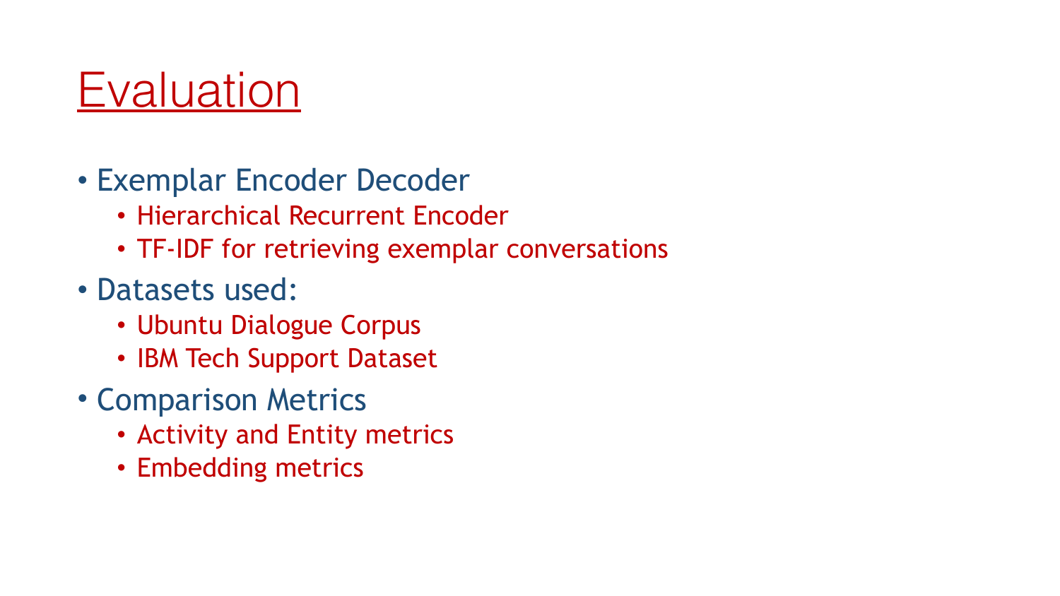# Evaluation

- Exemplar Encoder Decoder
  - Hierarchical Recurrent Encoder
  - TF-IDF for retrieving exemplar conversations
- Datasets used:
  - Ubuntu Dialogue Corpus
  - IBM Tech Support Dataset
- Comparison Metrics
  - Activity and Entity metrics
  - Embedding metrics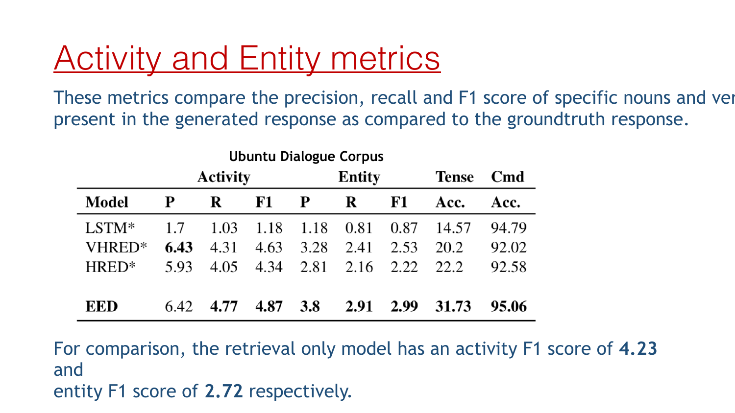# Activity and Entity metrics

These metrics compare the precision, recall and F1 score of specific nouns and ver
present in the generated response as compared to the groundtruth response.

**Ubuntu Dialogue Corpus**

| | Activity | | | Entity | | | Tense | Cmd |
|---|---|---|---|---|---|---|---|---|
| **Model** | **P** | **R** | **F1** | **P** | **R** | **F1** | **Acc.** | **Acc.** |
| LSTM* | 1.7 | 1.03 | 1.18 | 1.18 | 0.81 | 0.87 | 14.57 | 94.79 |
| VHRED* | **6.43** | 4.31 | 4.63 | 3.28 | 2.41 | 2.53 | 20.2 | 92.02 |
| HRED* | 5.93 | 4.05 | 4.34 | 2.81 | 2.16 | 2.22 | 22.2 | 92.58 |
| **EED** | 6.42 | **4.77** | **4.87** | **3.8** | **2.91** | **2.99** | **31.73** | **95.06** |

For comparison, the retrieval only model has an activity F1 score of **4.23**
and
entity F1 score of **2.72** respectively.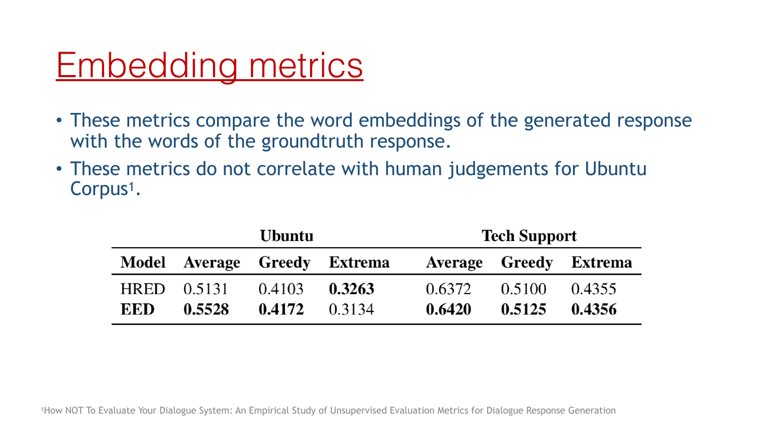# Embedding metrics

- These metrics compare the word embeddings of the generated response with the words of the groundtruth response.
- These metrics do not correlate with human judgements for Ubuntu Corpus[1].

| | Ubuntu | | | Tech Support | | |
|---|---|---|---|---|---|---|
| **Model** | **Average** | **Greedy** | **Extrema** | **Average** | **Greedy** | **Extrema** |
| HRED | 0.5131 | 0.4103 | **0.3263** | 0.6372 | 0.5100 | 0.4355 |
| **EED** | **0.5528** | **0.4172** | 0.3134 | **0.6420** | **0.5125** | **0.4356** |

[1]How NOT To Evaluate Your Dialogue System: An Empirical Study of Unsupervised Evaluation Metrics for Dialogue Response Generation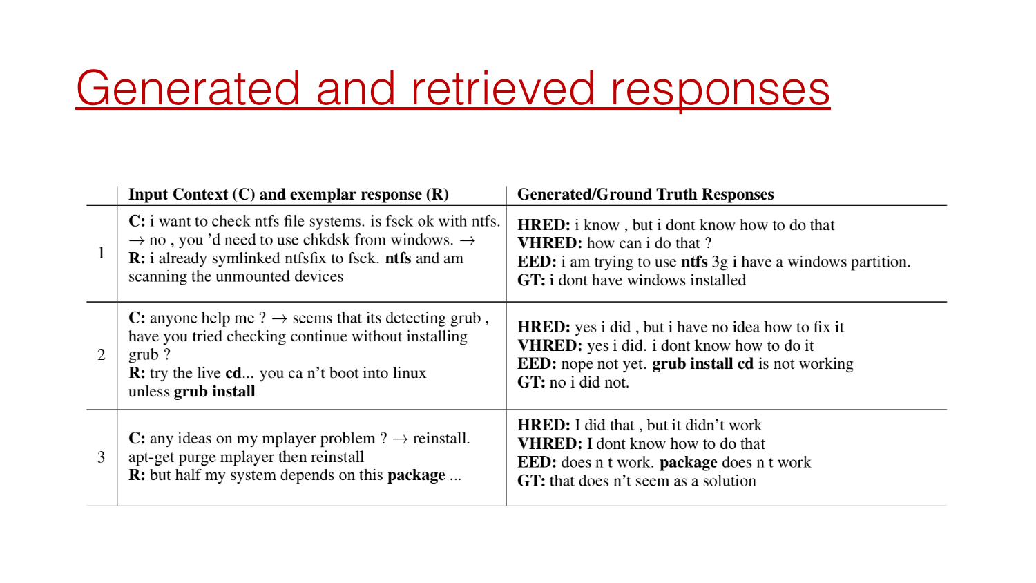# Generated and retrieved responses

| | Input Context (C) and exemplar response (R) | Generated/Ground Truth Responses |
|---|---|---|
| 1 | **C:** i want to check ntfs file systems. is fsck ok with ntfs. → no , you 'd need to use chkdsk from windows. → **R:** i already symlinked ntfsfix to fsck. **ntfs** and am scanning the unmounted devices | **HRED:** i know , but i dont know how to do that<br>**VHRED:** how can i do that ?<br>**EED:** i am trying to use **ntfs** 3g i have a windows partition.<br>**GT:** i dont have windows installed |
| 2 | **C:** anyone help me ? → seems that its detecting grub , have you tried checking continue without installing grub ?<br>**R:** try the live **cd**... you ca n't boot into linux unless **grub install** | **HRED:** yes i did , but i have no idea how to fix it<br>**VHRED:** yes i did. i dont know how to do it<br>**EED:** nope not yet. **grub install cd** is not working<br>**GT:** no i did not. |
| 3 | **C:** any ideas on my mplayer problem ? → reinstall. apt-get purge mplayer then reinstall<br>**R:** but half my system depends on this **package** ... | **HRED:** I did that , but it didn't work<br>**VHRED:** I dont know how to do that<br>**EED:** does n t work. **package** does n t work<br>**GT:** that does n't seem as a solution |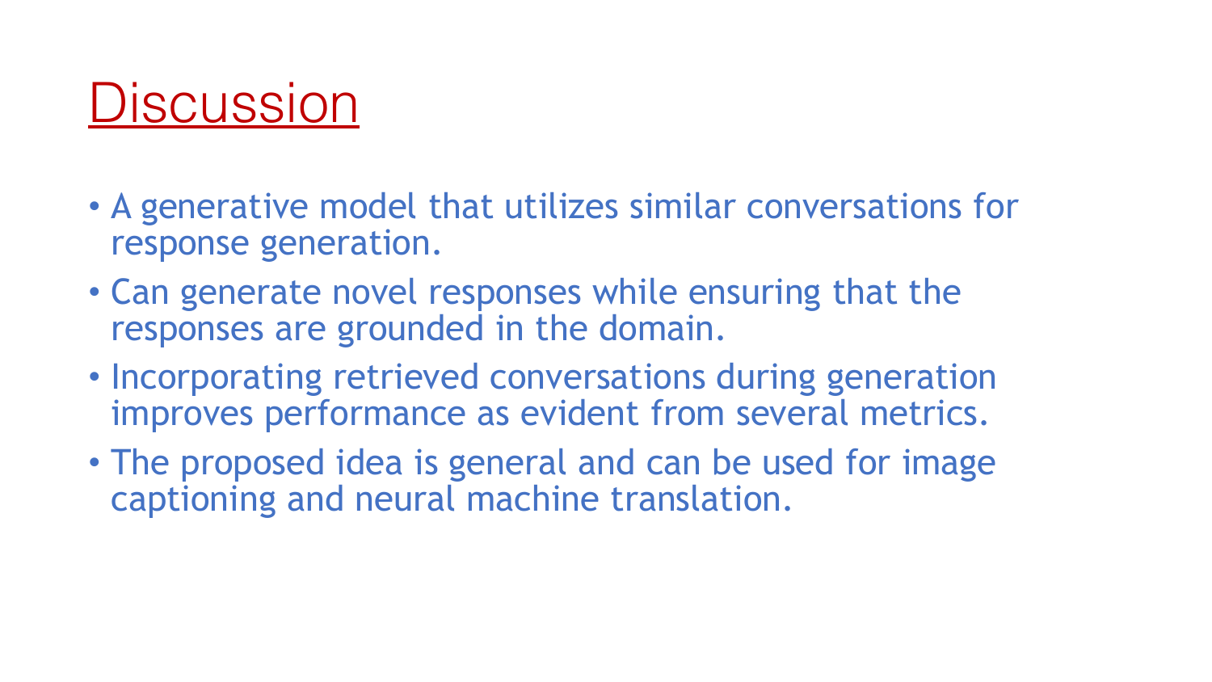# Discussion

- A generative model that utilizes similar conversations for response generation.
- Can generate novel responses while ensuring that the responses are grounded in the domain.
- Incorporating retrieved conversations during generation improves performance as evident from several metrics.
- The proposed idea is general and can be used for image captioning and neural machine translation.